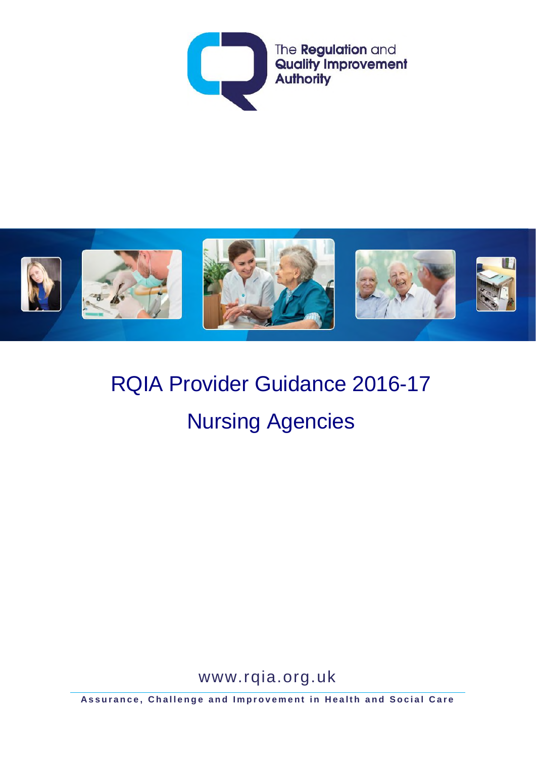The **Regulation** and **Quality Improvement Authority**

# RQIA Provider Guidance 2016-17

# Nursing Agencies

www.rqia.org.uk

**Assurance, Challenge and Improvement in Health and Social Care**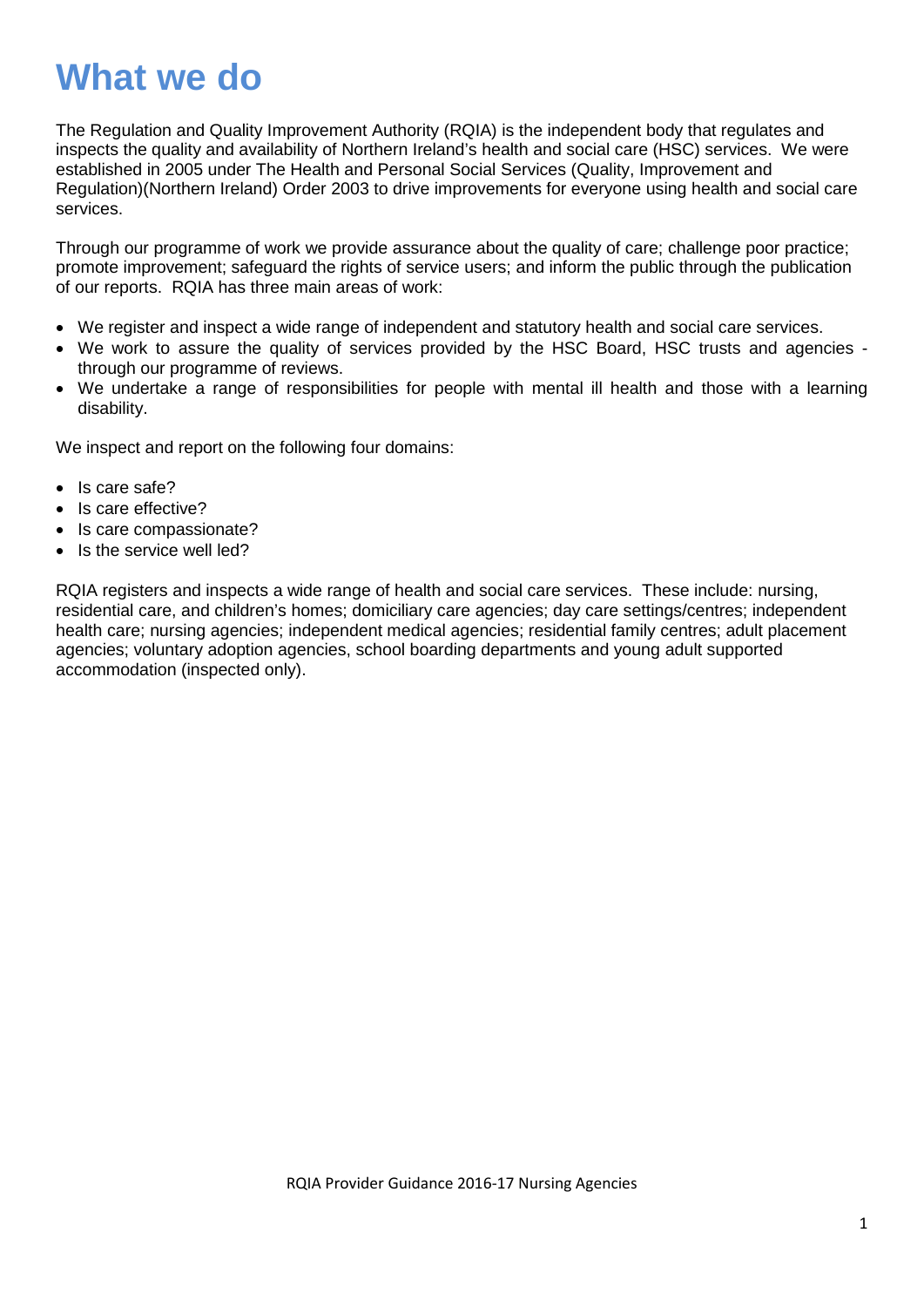# What we do

The Regulation and Quality Improvement Authority (RQIA) is the independent body that regulates and inspects the quality and availability of Northern Ireland's health and social care (HSC) services. We were established in 2005 under The Health and Personal Social Services (Quality, Improvement and Regulation)(Northern Ireland) Order 2003 to drive improvements for everyone using health and social care services.

Through our programme of work we provide assurance about the quality of care; challenge poor practice; promote improvement; safeguard the rights of service users; and inform the public through the publication of our reports. RQIA has three main areas of work:

- We register and inspect a wide range of independent and statutory health and social care services.
- We work to assure the quality of services provided by the HSC Board, HSC trusts and agencies - through our programme of reviews.
- We undertake a range of responsibilities for people with mental ill health and those with a learning disability.

We inspect and report on the following four domains:

- Is care safe?
- Is care effective?
- Is care compassionate?
- Is the service well led?

RQIA registers and inspects a wide range of health and social care services. These include: nursing, residential care, and children's homes; domiciliary care agencies; day care settings/centres; independent health care; nursing agencies; independent medical agencies; residential family centres; adult placement agencies; voluntary adoption agencies, school boarding departments and young adult supported accommodation (inspected only).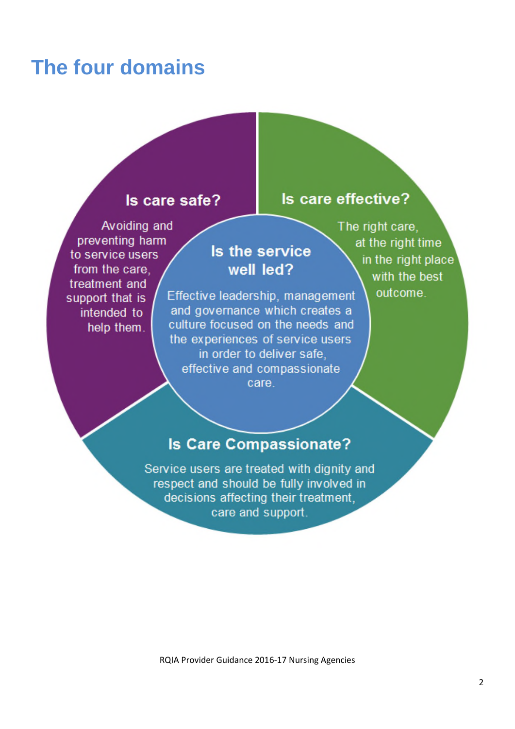# The four domains

### Is care safe?

Avoiding and preventing harm to service users from the care, treatment and support that is intended to help them.

### Is care effective?

The right care, at the right time in the right place with the best outcome.

### Is the service well led?

Effective leadership, management and governance which creates a culture focused on the needs and the experiences of service users in order to deliver safe, effective and compassionate care.

### Is Care Compassionate?

Service users are treated with dignity and respect and should be fully involved in decisions affecting their treatment, care and support.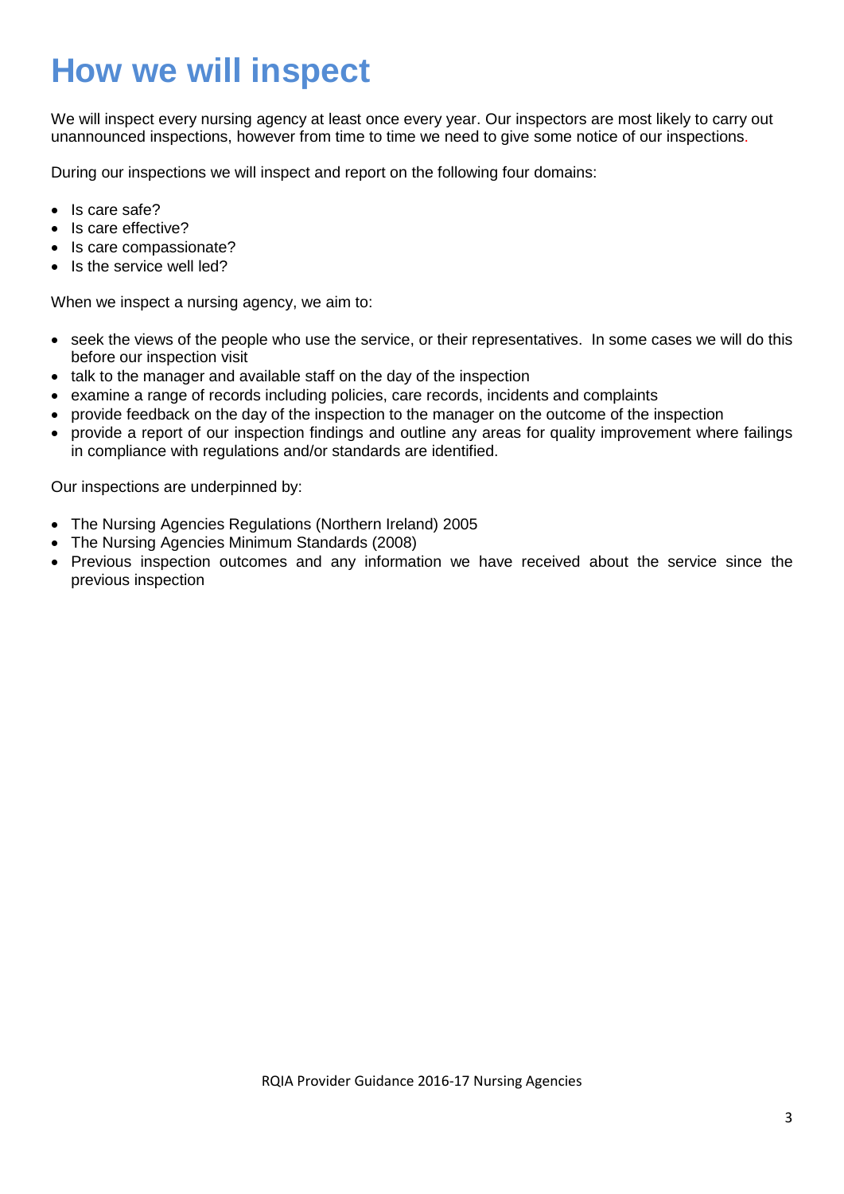# How we will inspect

We will inspect every nursing agency at least once every year. Our inspectors are most likely to carry out unannounced inspections, however from time to time we need to give some notice of our inspections.

During our inspections we will inspect and report on the following four domains:

- Is care safe?
- Is care effective?
- Is care compassionate?
- Is the service well led?

When we inspect a nursing agency, we aim to:

- seek the views of the people who use the service, or their representatives. In some cases we will do this before our inspection visit
- talk to the manager and available staff on the day of the inspection
- examine a range of records including policies, care records, incidents and complaints
- provide feedback on the day of the inspection to the manager on the outcome of the inspection
- provide a report of our inspection findings and outline any areas for quality improvement where failings in compliance with regulations and/or standards are identified.

Our inspections are underpinned by:

- The Nursing Agencies Regulations (Northern Ireland) 2005
- The Nursing Agencies Minimum Standards (2008)
- Previous inspection outcomes and any information we have received about the service since the previous inspection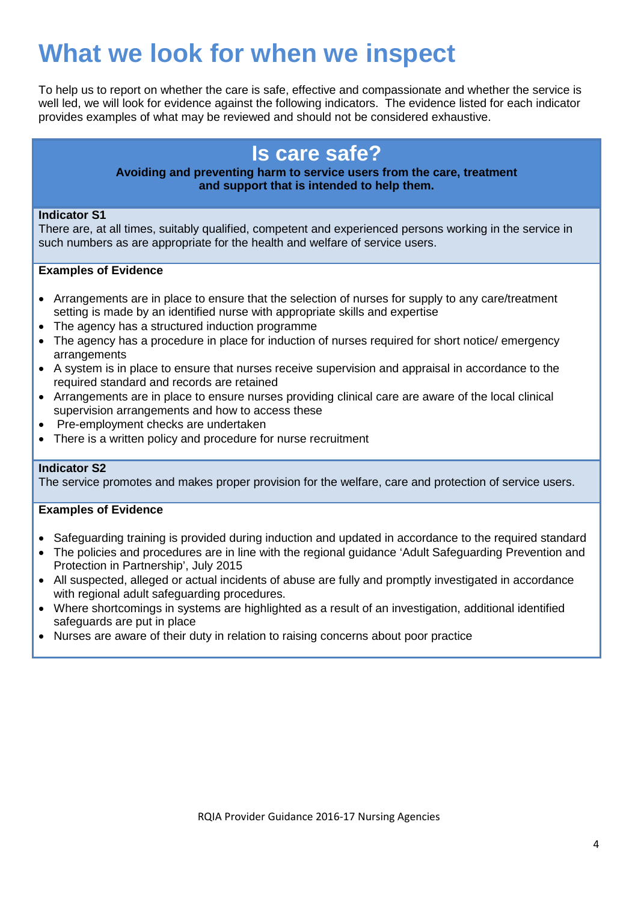# What we look for when we inspect

To help us to report on whether the care is safe, effective and compassionate and whether the service is well led, we will look for evidence against the following indicators. The evidence listed for each indicator provides examples of what may be reviewed and should not be considered exhaustive.

## Is care safe?

**Avoiding and preventing harm to service users from the care, treatment and support that is intended to help them.**

**Indicator S1**
There are, at all times, suitably qualified, competent and experienced persons working in the service in such numbers as are appropriate for the health and welfare of service users.

**Examples of Evidence**

- Arrangements are in place to ensure that the selection of nurses for supply to any care/treatment setting is made by an identified nurse with appropriate skills and expertise
- The agency has a structured induction programme
- The agency has a procedure in place for induction of nurses required for short notice/ emergency arrangements
- A system is in place to ensure that nurses receive supervision and appraisal in accordance to the required standard and records are retained
- Arrangements are in place to ensure nurses providing clinical care are aware of the local clinical supervision arrangements and how to access these
- Pre-employment checks are undertaken
- There is a written policy and procedure for nurse recruitment

**Indicator S2**
The service promotes and makes proper provision for the welfare, care and protection of service users.

**Examples of Evidence**

- Safeguarding training is provided during induction and updated in accordance to the required standard
- The policies and procedures are in line with the regional guidance 'Adult Safeguarding Prevention and Protection in Partnership', July 2015
- All suspected, alleged or actual incidents of abuse are fully and promptly investigated in accordance with regional adult safeguarding procedures.
- Where shortcomings in systems are highlighted as a result of an investigation, additional identified safeguards are put in place
- Nurses are aware of their duty in relation to raising concerns about poor practice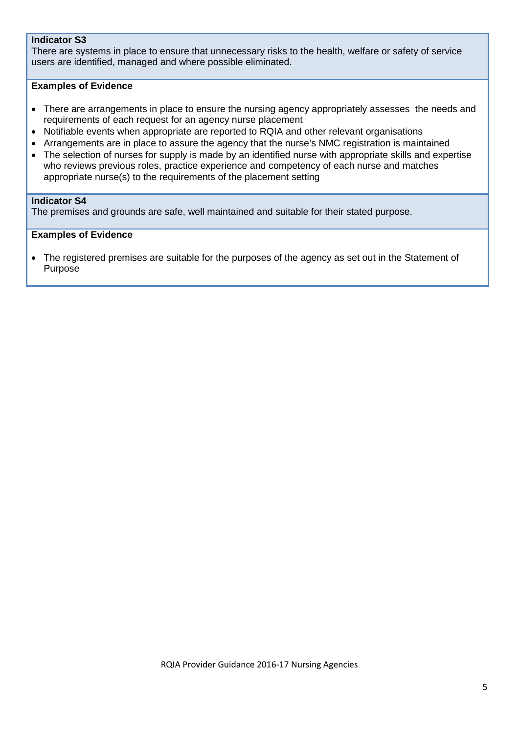**Indicator S3**
There are systems in place to ensure that unnecessary risks to the health, welfare or safety of service users are identified, managed and where possible eliminated.

**Examples of Evidence**

- There are arrangements in place to ensure the nursing agency appropriately assesses the needs and requirements of each request for an agency nurse placement
- Notifiable events when appropriate are reported to RQIA and other relevant organisations
- Arrangements are in place to assure the agency that the nurse's NMC registration is maintained
- The selection of nurses for supply is made by an identified nurse with appropriate skills and expertise who reviews previous roles, practice experience and competency of each nurse and matches appropriate nurse(s) to the requirements of the placement setting

**Indicator S4**
The premises and grounds are safe, well maintained and suitable for their stated purpose.

**Examples of Evidence**

- The registered premises are suitable for the purposes of the agency as set out in the Statement of Purpose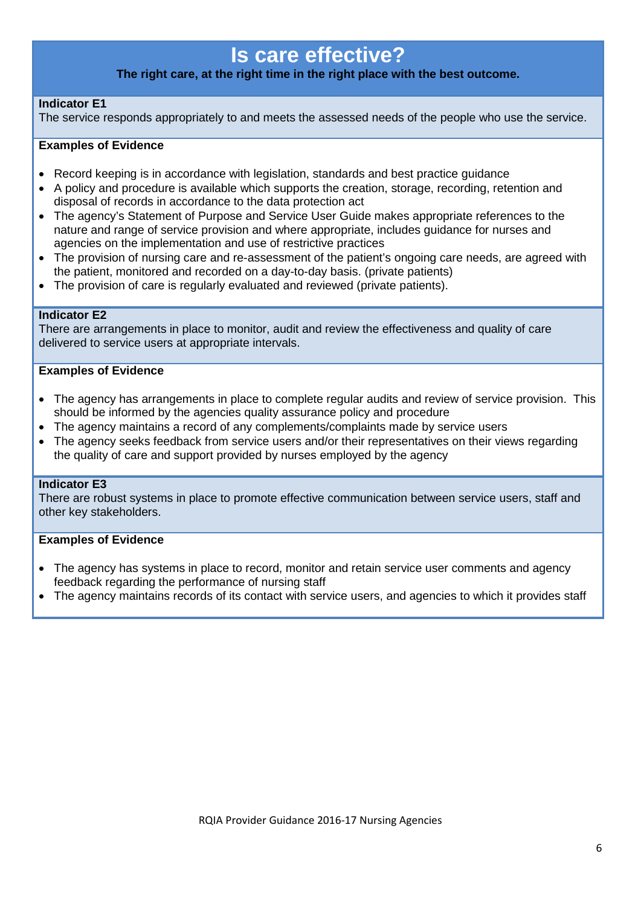# Is care effective?

**The right care, at the right time in the right place with the best outcome.**

**Indicator E1**

The service responds appropriately to and meets the assessed needs of the people who use the service.

**Examples of Evidence**

- Record keeping is in accordance with legislation, standards and best practice guidance
- A policy and procedure is available which supports the creation, storage, recording, retention and disposal of records in accordance to the data protection act
- The agency's Statement of Purpose and Service User Guide makes appropriate references to the nature and range of service provision and where appropriate, includes guidance for nurses and agencies on the implementation and use of restrictive practices
- The provision of nursing care and re-assessment of the patient's ongoing care needs, are agreed with the patient, monitored and recorded on a day-to-day basis. (private patients)
- The provision of care is regularly evaluated and reviewed (private patients).

**Indicator E2**

There are arrangements in place to monitor, audit and review the effectiveness and quality of care delivered to service users at appropriate intervals.

**Examples of Evidence**

- The agency has arrangements in place to complete regular audits and review of service provision. This should be informed by the agencies quality assurance policy and procedure
- The agency maintains a record of any complements/complaints made by service users
- The agency seeks feedback from service users and/or their representatives on their views regarding the quality of care and support provided by nurses employed by the agency

**Indicator E3**

There are robust systems in place to promote effective communication between service users, staff and other key stakeholders.

**Examples of Evidence**

- The agency has systems in place to record, monitor and retain service user comments and agency feedback regarding the performance of nursing staff
- The agency maintains records of its contact with service users, and agencies to which it provides staff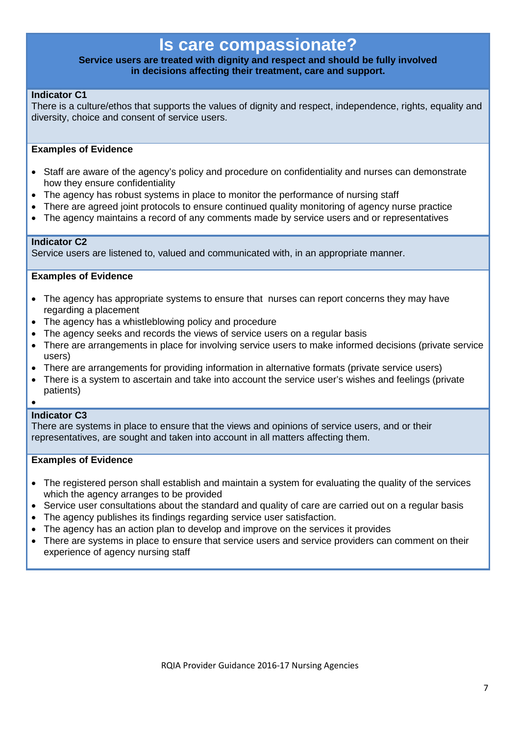# Is care compassionate?

**Service users are treated with dignity and respect and should be fully involved in decisions affecting their treatment, care and support.**

**Indicator C1**
There is a culture/ethos that supports the values of dignity and respect, independence, rights, equality and diversity, choice and consent of service users.

**Examples of Evidence**

- Staff are aware of the agency's policy and procedure on confidentiality and nurses can demonstrate how they ensure confidentiality
- The agency has robust systems in place to monitor the performance of nursing staff
- There are agreed joint protocols to ensure continued quality monitoring of agency nurse practice
- The agency maintains a record of any comments made by service users and or representatives

**Indicator C2**
Service users are listened to, valued and communicated with, in an appropriate manner.

**Examples of Evidence**

- The agency has appropriate systems to ensure that nurses can report concerns they may have regarding a placement
- The agency has a whistleblowing policy and procedure
- The agency seeks and records the views of service users on a regular basis
- There are arrangements in place for involving service users to make informed decisions (private service users)
- There are arrangements for providing information in alternative formats (private service users)
- There is a system to ascertain and take into account the service user's wishes and feelings (private patients)

**Indicator C3**
There are systems in place to ensure that the views and opinions of service users, and or their representatives, are sought and taken into account in all matters affecting them.

**Examples of Evidence**

- The registered person shall establish and maintain a system for evaluating the quality of the services which the agency arranges to be provided
- Service user consultations about the standard and quality of care are carried out on a regular basis
- The agency publishes its findings regarding service user satisfaction.
- The agency has an action plan to develop and improve on the services it provides
- There are systems in place to ensure that service users and service providers can comment on their experience of agency nursing staff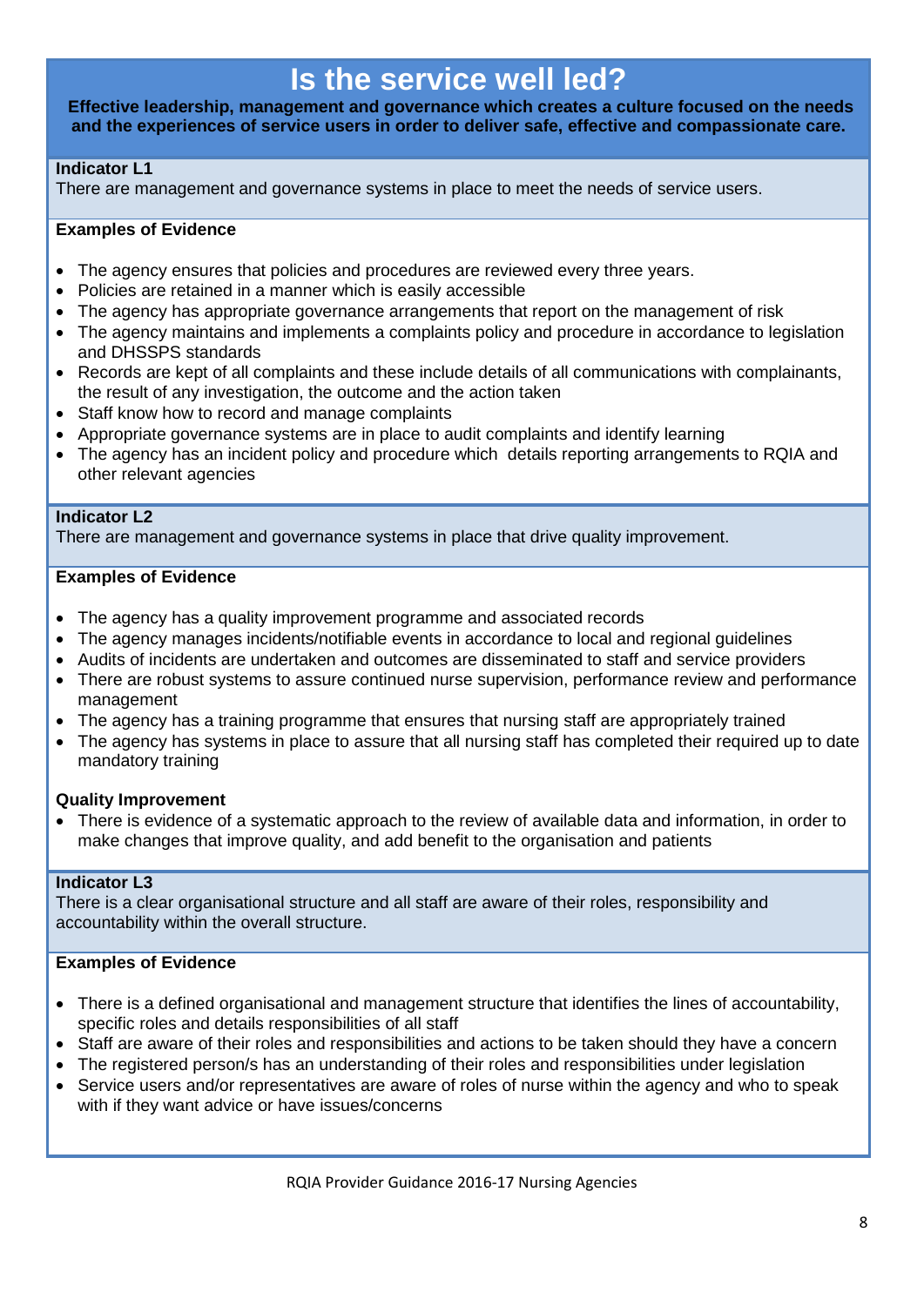# Is the service well led?

**Effective leadership, management and governance which creates a culture focused on the needs and the experiences of service users in order to deliver safe, effective and compassionate care.**

**Indicator L1**
There are management and governance systems in place to meet the needs of service users.

**Examples of Evidence**

- The agency ensures that policies and procedures are reviewed every three years.
- Policies are retained in a manner which is easily accessible
- The agency has appropriate governance arrangements that report on the management of risk
- The agency maintains and implements a complaints policy and procedure in accordance to legislation and DHSSPS standards
- Records are kept of all complaints and these include details of all communications with complainants, the result of any investigation, the outcome and the action taken
- Staff know how to record and manage complaints
- Appropriate governance systems are in place to audit complaints and identify learning
- The agency has an incident policy and procedure which details reporting arrangements to RQIA and other relevant agencies

**Indicator L2**
There are management and governance systems in place that drive quality improvement.

**Examples of Evidence**

- The agency has a quality improvement programme and associated records
- The agency manages incidents/notifiable events in accordance to local and regional guidelines
- Audits of incidents are undertaken and outcomes are disseminated to staff and service providers
- There are robust systems to assure continued nurse supervision, performance review and performance management
- The agency has a training programme that ensures that nursing staff are appropriately trained
- The agency has systems in place to assure that all nursing staff has completed their required up to date mandatory training

**Quality Improvement**

- There is evidence of a systematic approach to the review of available data and information, in order to make changes that improve quality, and add benefit to the organisation and patients

**Indicator L3**
There is a clear organisational structure and all staff are aware of their roles, responsibility and accountability within the overall structure.

**Examples of Evidence**

- There is a defined organisational and management structure that identifies the lines of accountability, specific roles and details responsibilities of all staff
- Staff are aware of their roles and responsibilities and actions to be taken should they have a concern
- The registered person/s has an understanding of their roles and responsibilities under legislation
- Service users and/or representatives are aware of roles of nurse within the agency and who to speak with if they want advice or have issues/concerns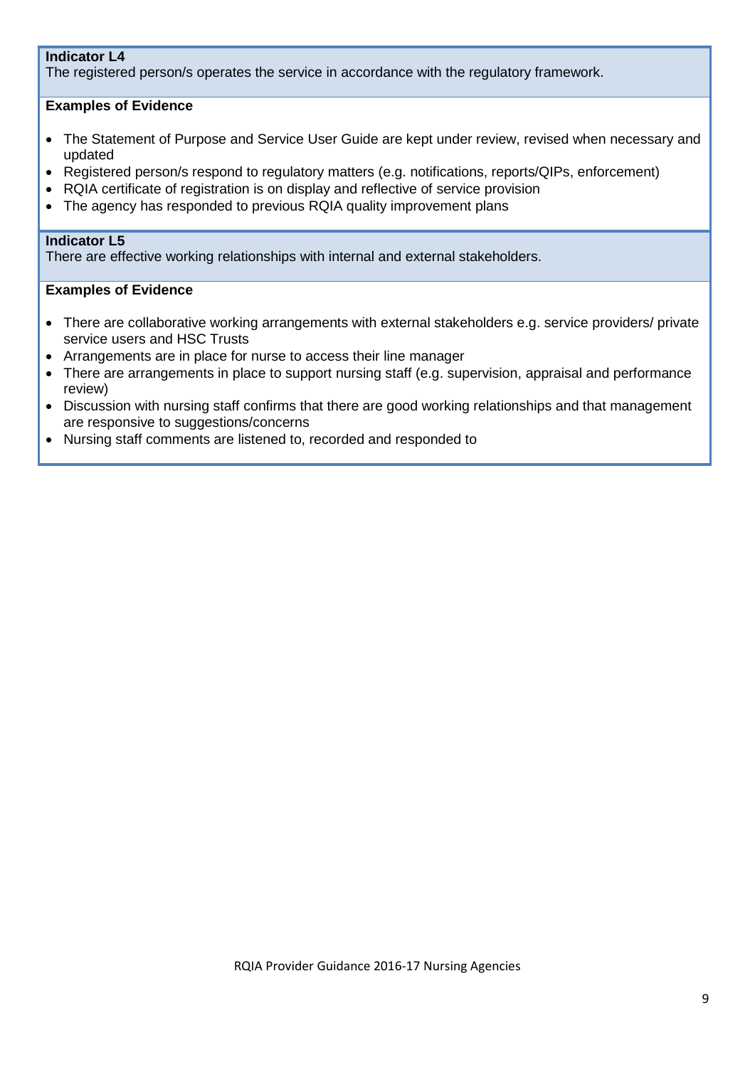**Indicator L4**
The registered person/s operates the service in accordance with the regulatory framework.

**Examples of Evidence**

- The Statement of Purpose and Service User Guide are kept under review, revised when necessary and updated
- Registered person/s respond to regulatory matters (e.g. notifications, reports/QIPs, enforcement)
- RQIA certificate of registration is on display and reflective of service provision
- The agency has responded to previous RQIA quality improvement plans

**Indicator L5**
There are effective working relationships with internal and external stakeholders.

**Examples of Evidence**

- There are collaborative working arrangements with external stakeholders e.g. service providers/ private service users and HSC Trusts
- Arrangements are in place for nurse to access their line manager
- There are arrangements in place to support nursing staff (e.g. supervision, appraisal and performance review)
- Discussion with nursing staff confirms that there are good working relationships and that management are responsive to suggestions/concerns
- Nursing staff comments are listened to, recorded and responded to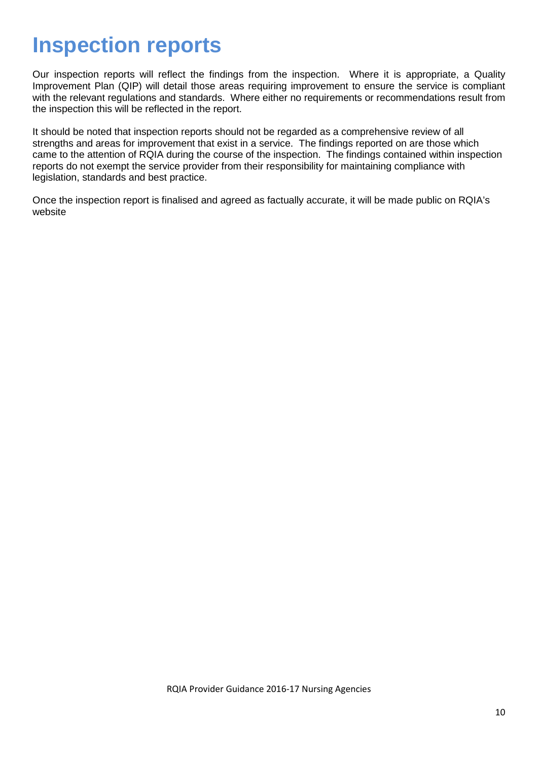# Inspection reports

Our inspection reports will reflect the findings from the inspection. Where it is appropriate, a Quality Improvement Plan (QIP) will detail those areas requiring improvement to ensure the service is compliant with the relevant regulations and standards. Where either no requirements or recommendations result from the inspection this will be reflected in the report.

It should be noted that inspection reports should not be regarded as a comprehensive review of all strengths and areas for improvement that exist in a service. The findings reported on are those which came to the attention of RQIA during the course of the inspection. The findings contained within inspection reports do not exempt the service provider from their responsibility for maintaining compliance with legislation, standards and best practice.

Once the inspection report is finalised and agreed as factually accurate, it will be made public on RQIA's website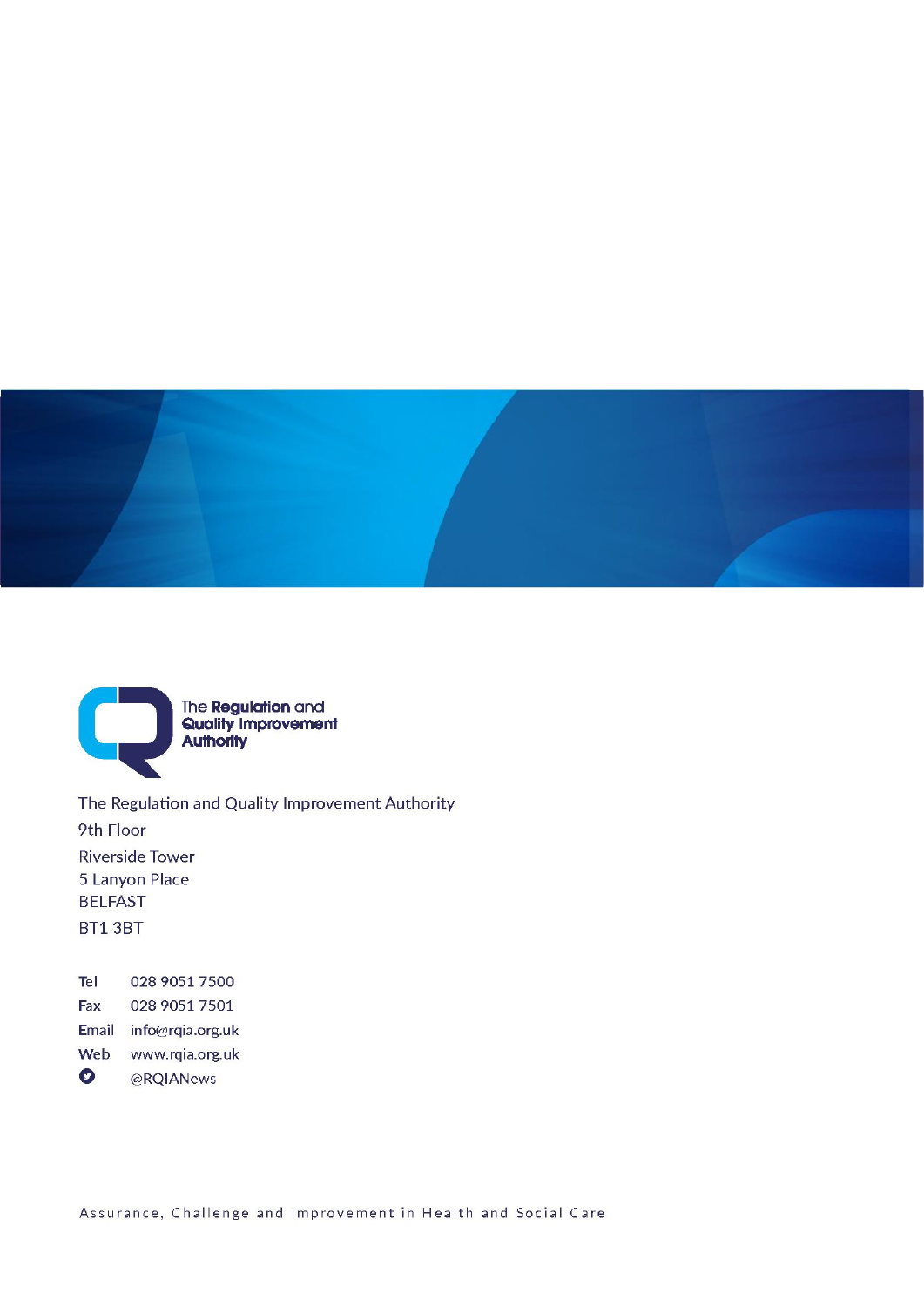The Regulation and Quality Improvement Authority

The Regulation and Quality Improvement Authority
9th Floor
Riverside Tower
5 Lanyon Place
BELFAST
BT1 3BT

| | |
|---|---|
| Tel | 028 9051 7500 |
| Fax | 028 9051 7501 |
| Email | info@rqia.org.uk |
| Web | www.rqia.org.uk |
| | @RQIANews |

Assurance, Challenge and Improvement in Health and Social Care